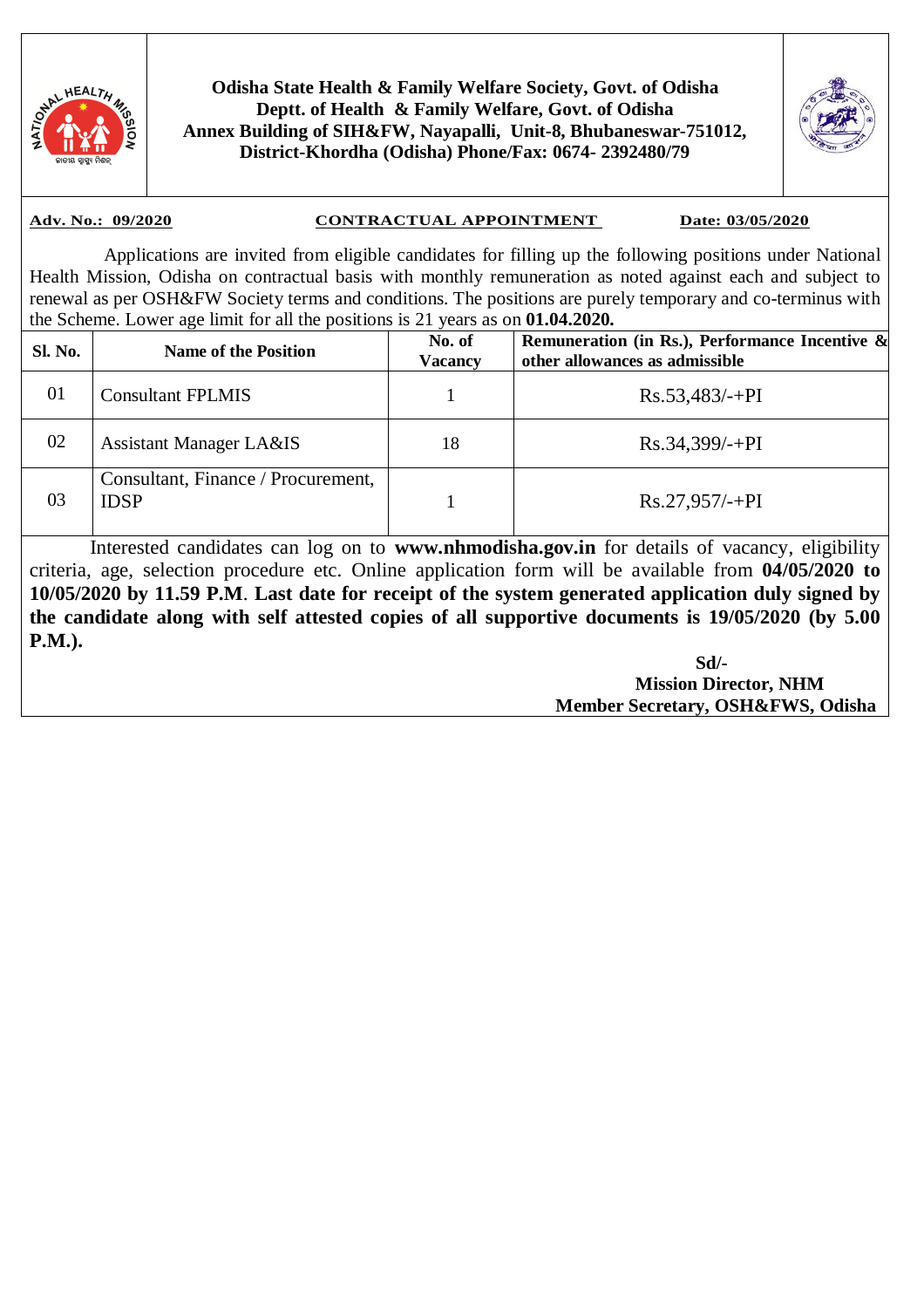**Odisha State Health & Family Welfare Society, Govt. of Odisha**
**Deptt. of Health & Family Welfare, Govt. of Odisha**
**Annex Building of SIH&FW, Nayapalli, Unit-8, Bhubaneswar-751012,**
**District-Khordha (Odisha) Phone/Fax: 0674- 2392480/79**

**Adv. No.: 09/2020** | **CONTRACTUAL APPOINTMENT** | **Date: 03/05/2020**

Applications are invited from eligible candidates for filling up the following positions under National Health Mission, Odisha on contractual basis with monthly remuneration as noted against each and subject to renewal as per OSH&FW Society terms and conditions. The positions are purely temporary and co-terminus with the Scheme. Lower age limit for all the positions is 21 years as on **01.04.2020.**

| Sl. No. | Name of the Position | No. of Vacancy | Remuneration (in Rs.), Performance Incentive & other allowances as admissible |
|---|---|---|---|
| 01 | Consultant FPLMIS | 1 | Rs.53,483/-+PI |
| 02 | Assistant Manager LA&IS | 18 | Rs.34,399/-+PI |
| 03 | Consultant, Finance / Procurement, IDSP | 1 | Rs.27,957/-+PI |

Interested candidates can log on to **www.nhmodisha.gov.in** for details of vacancy, eligibility criteria, age, selection procedure etc. Online application form will be available from **04/05/2020 to 10/05/2020 by 11.59 P.M**. **Last date for receipt of the system generated application duly signed by the candidate along with self attested copies of all supportive documents is 19/05/2020 (by 5.00 P.M.).**

**Sd/-**
**Mission Director, NHM**
**Member Secretary, OSH&FWS, Odisha**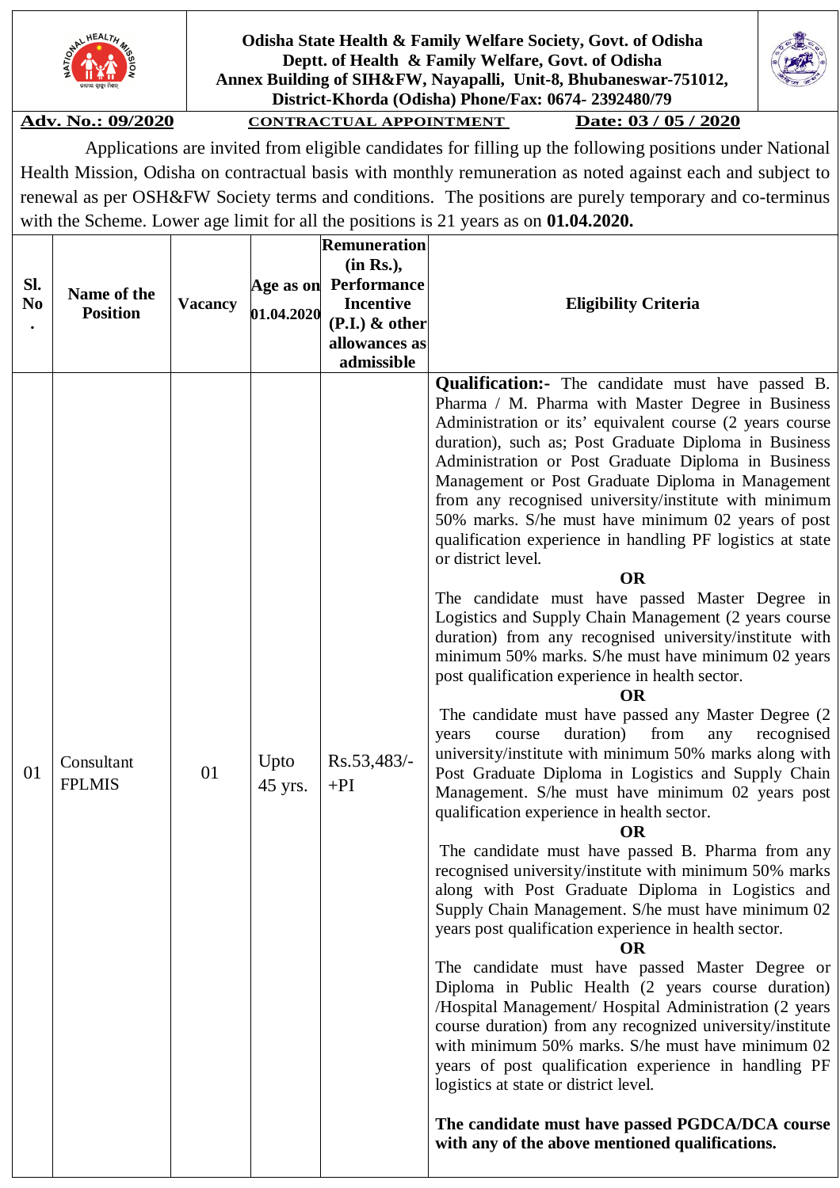**Odisha State Health & Family Welfare Society, Govt. of Odisha**
**Deptt. of Health & Family Welfare, Govt. of Odisha**
**Annex Building of SIH&FW, Nayapalli, Unit-8, Bhubaneswar-751012,**
**District-Khorda (Odisha) Phone/Fax: 0674- 2392480/79**

**Adv. No.: 09/2020** **CONTRACTUAL APPOINTMENT** **Date: 03 / 05 / 2020**

Applications are invited from eligible candidates for filling up the following positions under National Health Mission, Odisha on contractual basis with monthly remuneration as noted against each and subject to renewal as per OSH&FW Society terms and conditions. The positions are purely temporary and co-terminus with the Scheme. Lower age limit for all the positions is 21 years as on **01.04.2020.**

| Sl. No. | Name of the Position | Vacancy | Age as on 01.04.2020 | Remuneration (in Rs.), Performance Incentive (P.I.) & other allowances as admissible | Eligibility Criteria |
|---|---|---|---|---|---|
| 01 | Consultant FPLMIS | 01 | Upto 45 yrs. | Rs.53,483/- +PI | **Qualification:-** The candidate must have passed B. Pharma / M. Pharma with Master Degree in Business Administration or its' equivalent course (2 years course duration), such as; Post Graduate Diploma in Business Administration or Post Graduate Diploma in Business Management or Post Graduate Diploma in Management from any recognised university/institute with minimum 50% marks. S/he must have minimum 02 years of post qualification experience in handling PF logistics at state or district level. <br> **OR** <br> The candidate must have passed Master Degree in Logistics and Supply Chain Management (2 years course duration) from any recognised university/institute with minimum 50% marks. S/he must have minimum 02 years post qualification experience in health sector. <br> **OR** <br> The candidate must have passed any Master Degree (2 years course duration) from any recognised university/institute with minimum 50% marks along with Post Graduate Diploma in Logistics and Supply Chain Management. S/he must have minimum 02 years post qualification experience in health sector. <br> **OR** <br> The candidate must have passed B. Pharma from any recognised university/institute with minimum 50% marks along with Post Graduate Diploma in Logistics and Supply Chain Management. S/he must have minimum 02 years post qualification experience in health sector. <br> **OR** <br> The candidate must have passed Master Degree or Diploma in Public Health (2 years course duration) /Hospital Management/ Hospital Administration (2 years course duration) from any recognized university/institute with minimum 50% marks. S/he must have minimum 02 years of post qualification experience in handling PF logistics at state or district level. <br><br> **The candidate must have passed PGDCA/DCA course with any of the above mentioned qualifications.** |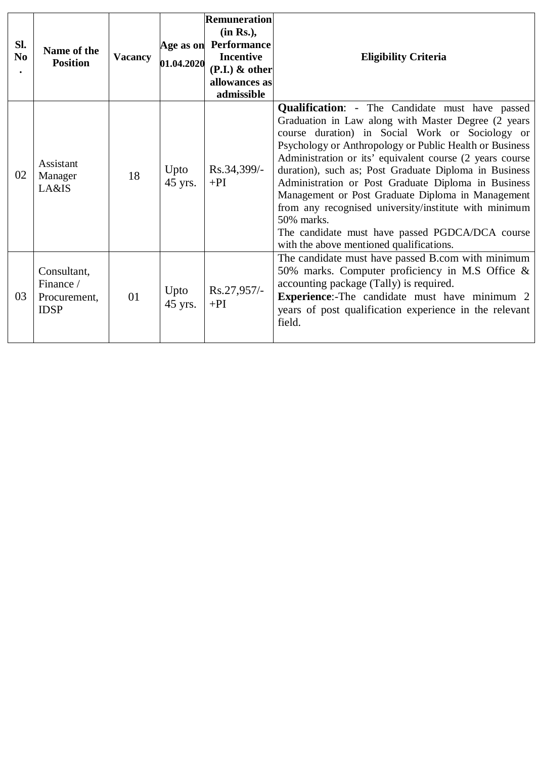| Sl. No. | Name of the Position | Vacancy | Age as on 01.04.2020 | Remuneration (in Rs.), Performance Incentive (P.I.) & other allowances as admissible | Eligibility Criteria |
|---|---|---|---|---|---|
| 02 | Assistant Manager LA&IS | 18 | Upto 45 yrs. | Rs.34,399/- +PI | **Qualification**: - The Candidate must have passed Graduation in Law along with Master Degree (2 years course duration) in Social Work or Sociology or Psychology or Anthropology or Public Health or Business Administration or its' equivalent course (2 years course duration), such as; Post Graduate Diploma in Business Administration or Post Graduate Diploma in Business Management or Post Graduate Diploma in Management from any recognised university/institute with minimum 50% marks.<br>The candidate must have passed PGDCA/DCA course with the above mentioned qualifications. |
| 03 | Consultant, Finance / Procurement, IDSP | 01 | Upto 45 yrs. | Rs.27,957/- +PI | The candidate must have passed B.com with minimum 50% marks. Computer proficiency in M.S Office & accounting package (Tally) is required.<br>**Experience**:-The candidate must have minimum 2 years of post qualification experience in the relevant field. |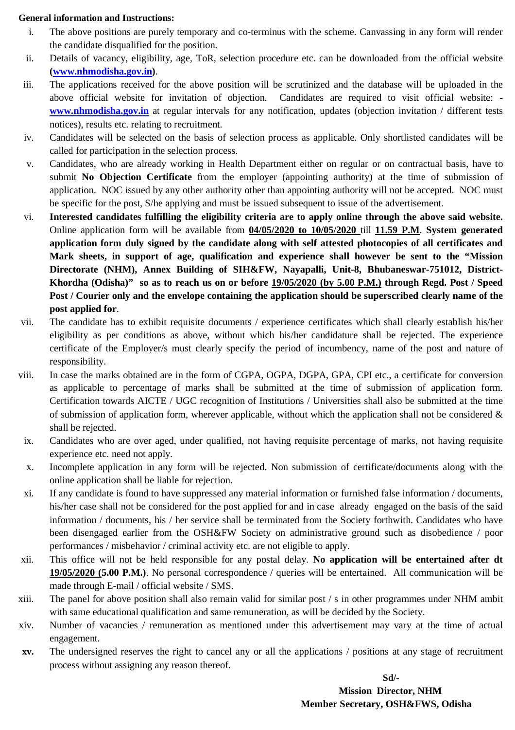**General information and Instructions:**

i. The above positions are purely temporary and co-terminus with the scheme. Canvassing in any form will render the candidate disqualified for the position.

ii. Details of vacancy, eligibility, age, ToR, selection procedure etc. can be downloaded from the official website (**www.nhmodisha.gov.in**).

iii. The applications received for the above position will be scrutinized and the database will be uploaded in the above official website for invitation of objection. Candidates are required to visit official website: - **www.nhmodisha.gov.in** at regular intervals for any notification, updates (objection invitation / different tests notices), results etc. relating to recruitment.

iv. Candidates will be selected on the basis of selection process as applicable. Only shortlisted candidates will be called for participation in the selection process.

v. Candidates, who are already working in Health Department either on regular or on contractual basis, have to submit **No Objection Certificate** from the employer (appointing authority) at the time of submission of application. NOC issued by any other authority other than appointing authority will not be accepted. NOC must be specific for the post, S/he applying and must be issued subsequent to issue of the advertisement.

vi. **Interested candidates fulfilling the eligibility criteria are to apply online through the above said website.** Online application form will be available from **04/05/2020 to 10/05/2020** till **11.59 P.M**. **System generated application form duly signed by the candidate along with self attested photocopies of all certificates and Mark sheets, in support of age, qualification and experience shall however be sent to the "Mission Directorate (NHM), Annex Building of SIH&FW, Nayapalli, Unit-8, Bhubaneswar-751012, District-Khordha (Odisha)" so as to reach us on or before 19/05/2020 (by 5.00 P.M.) through Regd. Post / Speed Post / Courier only and the envelope containing the application should be superscribed clearly name of the post applied for**.

vii. The candidate has to exhibit requisite documents / experience certificates which shall clearly establish his/her eligibility as per conditions as above, without which his/her candidature shall be rejected. The experience certificate of the Employer/s must clearly specify the period of incumbency, name of the post and nature of responsibility.

viii. In case the marks obtained are in the form of CGPA, OGPA, DGPA, GPA, CPI etc., a certificate for conversion as applicable to percentage of marks shall be submitted at the time of submission of application form. Certification towards AICTE / UGC recognition of Institutions / Universities shall also be submitted at the time of submission of application form, wherever applicable, without which the application shall not be considered & shall be rejected.

ix. Candidates who are over aged, under qualified, not having requisite percentage of marks, not having requisite experience etc. need not apply.

x. Incomplete application in any form will be rejected. Non submission of certificate/documents along with the online application shall be liable for rejection.

xi. If any candidate is found to have suppressed any material information or furnished false information / documents, his/her case shall not be considered for the post applied for and in case already engaged on the basis of the said information / documents, his / her service shall be terminated from the Society forthwith. Candidates who have been disengaged earlier from the OSH&FW Society on administrative ground such as disobedience / poor performances / misbehavior / criminal activity etc. are not eligible to apply.

xii. This office will not be held responsible for any postal delay. **No application will be entertained after dt 19/05/2020 (5.00 P.M.)**. No personal correspondence / queries will be entertained. All communication will be made through E-mail / official website / SMS.

xiii. The panel for above position shall also remain valid for similar post / s in other programmes under NHM ambit with same educational qualification and same remuneration, as will be decided by the Society.

xiv. Number of vacancies / remuneration as mentioned under this advertisement may vary at the time of actual engagement.

**xv.** The undersigned reserves the right to cancel any or all the applications / positions at any stage of recruitment process without assigning any reason thereof.

**Sd/-**

**Mission Director, NHM**

**Member Secretary, OSH&FWS, Odisha**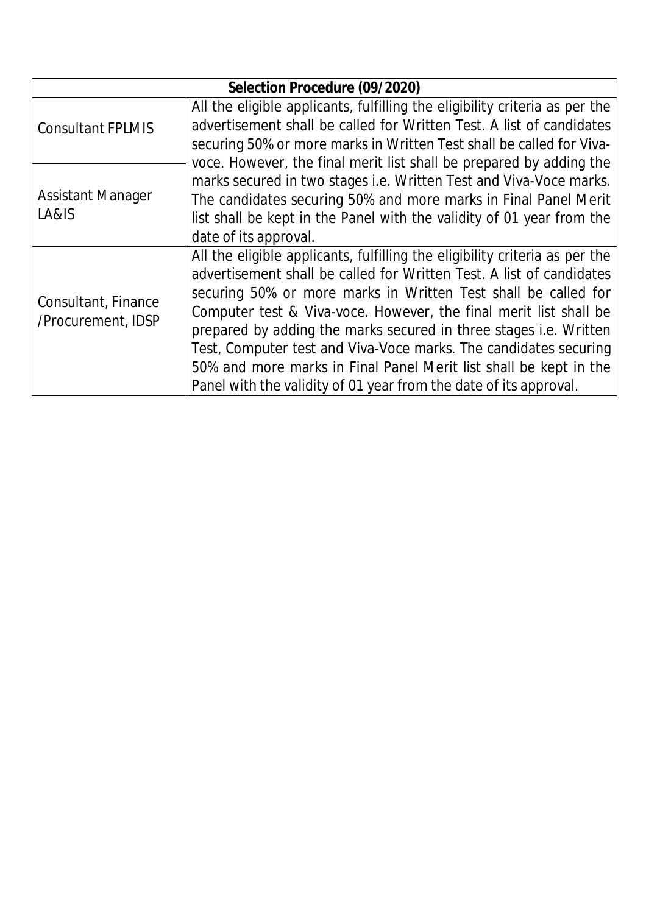| Selection Procedure (09/2020) | |
|---|---|
| Consultant FPLMIS | All the eligible applicants, fulfilling the eligibility criteria as per the advertisement shall be called for Written Test. A list of candidates securing 50% or more marks in Written Test shall be called for Viva-voce. However, the final merit list shall be prepared by adding the marks secured in two stages i.e. Written Test and Viva-Voce marks. The candidates securing 50% and more marks in Final Panel Merit list shall be kept in the Panel with the validity of 01 year from the date of its approval. |
| Assistant Manager LA&IS | |
| Consultant, Finance /Procurement, IDSP | All the eligible applicants, fulfilling the eligibility criteria as per the advertisement shall be called for Written Test. A list of candidates securing 50% or more marks in Written Test shall be called for Computer test & Viva-voce. However, the final merit list shall be prepared by adding the marks secured in three stages i.e. Written Test, Computer test and Viva-Voce marks. The candidates securing 50% and more marks in Final Panel Merit list shall be kept in the Panel with the validity of 01 year from the date of its approval. |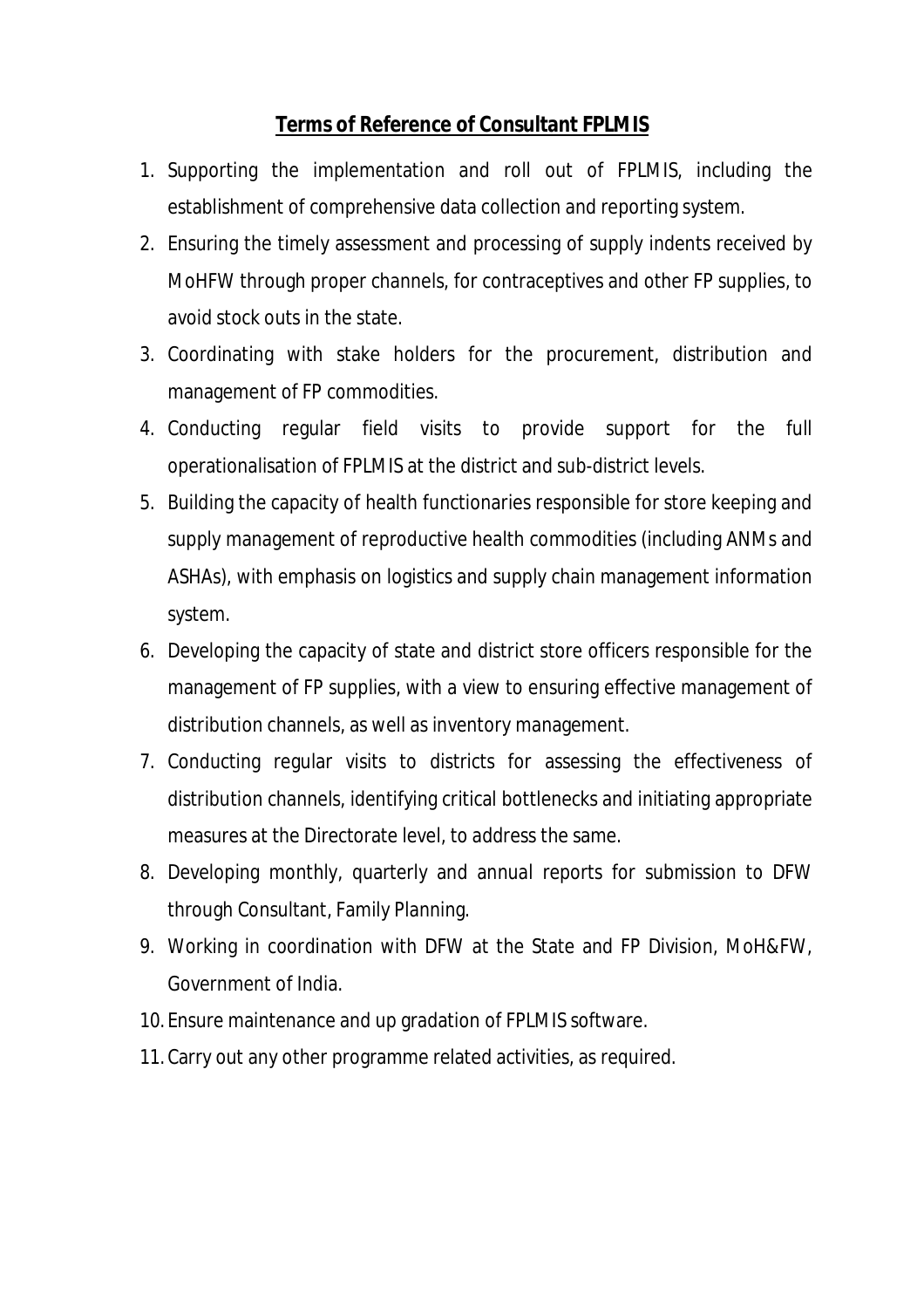## **Terms of Reference of Consultant FPLMIS**

1. Supporting the implementation and roll out of FPLMIS, including the establishment of comprehensive data collection and reporting system.
2. Ensuring the timely assessment and processing of supply indents received by MoHFW through proper channels, for contraceptives and other FP supplies, to avoid stock outs in the state.
3. Coordinating with stake holders for the procurement, distribution and management of FP commodities.
4. Conducting regular field visits to provide support for the full operationalisation of FPLMIS at the district and sub-district levels.
5. Building the capacity of health functionaries responsible for store keeping and supply management of reproductive health commodities (including ANMs and ASHAs), with emphasis on logistics and supply chain management information system.
6. Developing the capacity of state and district store officers responsible for the management of FP supplies, with a view to ensuring effective management of distribution channels, as well as inventory management.
7. Conducting regular visits to districts for assessing the effectiveness of distribution channels, identifying critical bottlenecks and initiating appropriate measures at the Directorate level, to address the same.
8. Developing monthly, quarterly and annual reports for submission to DFW through Consultant, Family Planning.
9. Working in coordination with DFW at the State and FP Division, MoH&FW, Government of India.
10. Ensure maintenance and up gradation of FPLMIS software.
11. Carry out any other programme related activities, as required.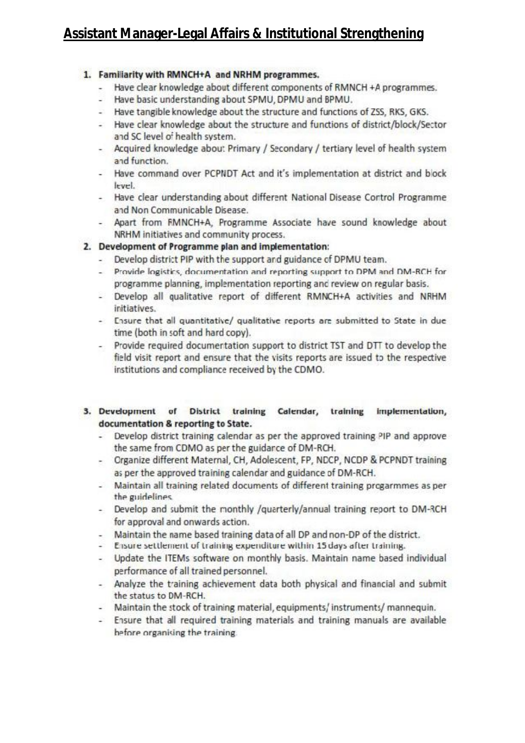# Assistant Manager-Legal Affairs & Institutional Strengthening

1. **Familiarity with RMNCH+A and NRHM programmes.**
   - Have clear knowledge about different components of RMNCH +A programmes.
   - Have basic understanding about SPMU, DPMU and BPMU.
   - Have tangible knowledge about the structure and functions of ZSS, RKS, GKS.
   - Have clear knowledge about the structure and functions of district/block/Sector and SC level of health system.
   - Acquired knowledge about Primary / Secondary / tertiary level of health system and function.
   - Have command over PCPNDT Act and it's implementation at district and block level.
   - Have clear understanding about different National Disease Control Programme and Non Communicable Disease.
   - Apart from RMNCH+A, Programme Associate have sound knowledge about NRHM initiatives and community process.
2. **Development of Programme plan and implementation:**
   - Develop district PIP with the support and guidance of DPMU team.
   - Provide logistics, documentation and reporting support to DPM and DM-RCH for programme planning, implementation reporting and review on regular basis.
   - Develop all qualitative report of different RMNCH+A activities and NRHM initiatives.
   - Ensure that all quantitative/ qualitative reports are submitted to State in due time (both in soft and hard copy).
   - Provide required documentation support to district TST and DTT to develop the field visit report and ensure that the visits reports are issued to the respective institutions and compliance received by the CDMO.
3. **Development of District training Calendar, training implementation, documentation & reporting to State.**
   - Develop district training calendar as per the approved training PIP and approve the same from CDMO as per the guidance of DM-RCH.
   - Organize different Maternal, CH, Adolescent, FP, NDCP, NCDP & PCPNDT training as per the approved training calendar and guidance of DM-RCH.
   - Maintain all training related documents of different training progarmmes as per the guidelines.
   - Develop and submit the monthly /quarterly/annual training report to DM-RCH for approval and onwards action.
   - Maintain the name based training data of all DP and non-DP of the district.
   - Ensure settlement of training expenditure within 15 days after training.
   - Update the ITEMs software on monthly basis. Maintain name based individual performance of all trained personnel.
   - Analyze the training achievement data both physical and financial and submit the status to DM-RCH.
   - Maintain the stock of training material, equipments/ instruments/ mannequin.
   - Ensure that all required training materials and training manuals are available before organising the training.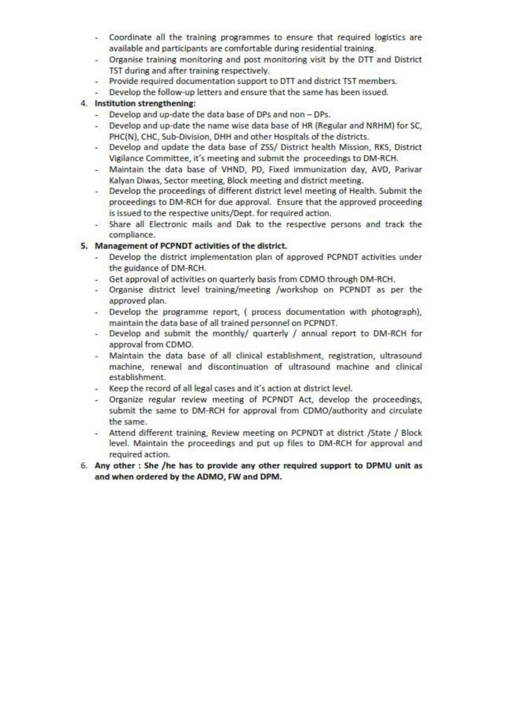- Coordinate all the training programmes to ensure that required logistics are available and participants are comfortable during residential training.
- Organise training monitoring and post monitoring visit by the DTT and District TST during and after training respectively.
- Provide required documentation support to DTT and district TST members.
- Develop the follow-up letters and ensure that the same has been issued.

4. **Institution strengthening:**
   - Develop and up-date the data base of DPs and non – DPs.
   - Develop and up-date the name wise data base of HR (Regular and NRHM) for SC, PHC(N), CHC, Sub-Division, DHH and other Hospitals of the districts.
   - Develop and update the data base of ZSS/ District health Mission, RKS, District Vigilance Committee, it's meeting and submit the proceedings to DM-RCH.
   - Maintain the data base of VHND, PD, Fixed immunization day, AVD, Parivar Kalyan Diwas, Sector meeting, Block meeting and district meeting.
   - Develop the proceedings of different district level meeting of Health. Submit the proceedings to DM-RCH for due approval. Ensure that the approved proceeding is issued to the respective units/Dept. for required action.
   - Share all Electronic mails and Dak to the respective persons and track the compliance.

5. **Management of PCPNDT activities of the district.**
   - Develop the district implementation plan of approved PCPNDT activities under the guidance of DM-RCH.
   - Get approval of activities on quarterly basis from CDMO through DM-RCH.
   - Organise district level training/meeting /workshop on PCPNDT as per the approved plan.
   - Develop the programme report, ( process documentation with photograph), maintain the data base of all trained personnel on PCPNDT.
   - Develop and submit the monthly/ quarterly / annual report to DM-RCH for approval from CDMO.
   - Maintain the data base of all clinical establishment, registration, ultrasound machine, renewal and discontinuation of ultrasound machine and clinical establishment.
   - Keep the record of all legal cases and it's action at district level.
   - Organize regular review meeting of PCPNDT Act, develop the proceedings, submit the same to DM-RCH for approval from CDMO/authority and circulate the same.
   - Attend different training, Review meeting on PCPNDT at district /State / Block level. Maintain the proceedings and put up files to DM-RCH for approval and required action.

6. **Any other : She /he has to provide any other required support to DPMU unit as and when ordered by the ADMO, FW and DPM.**